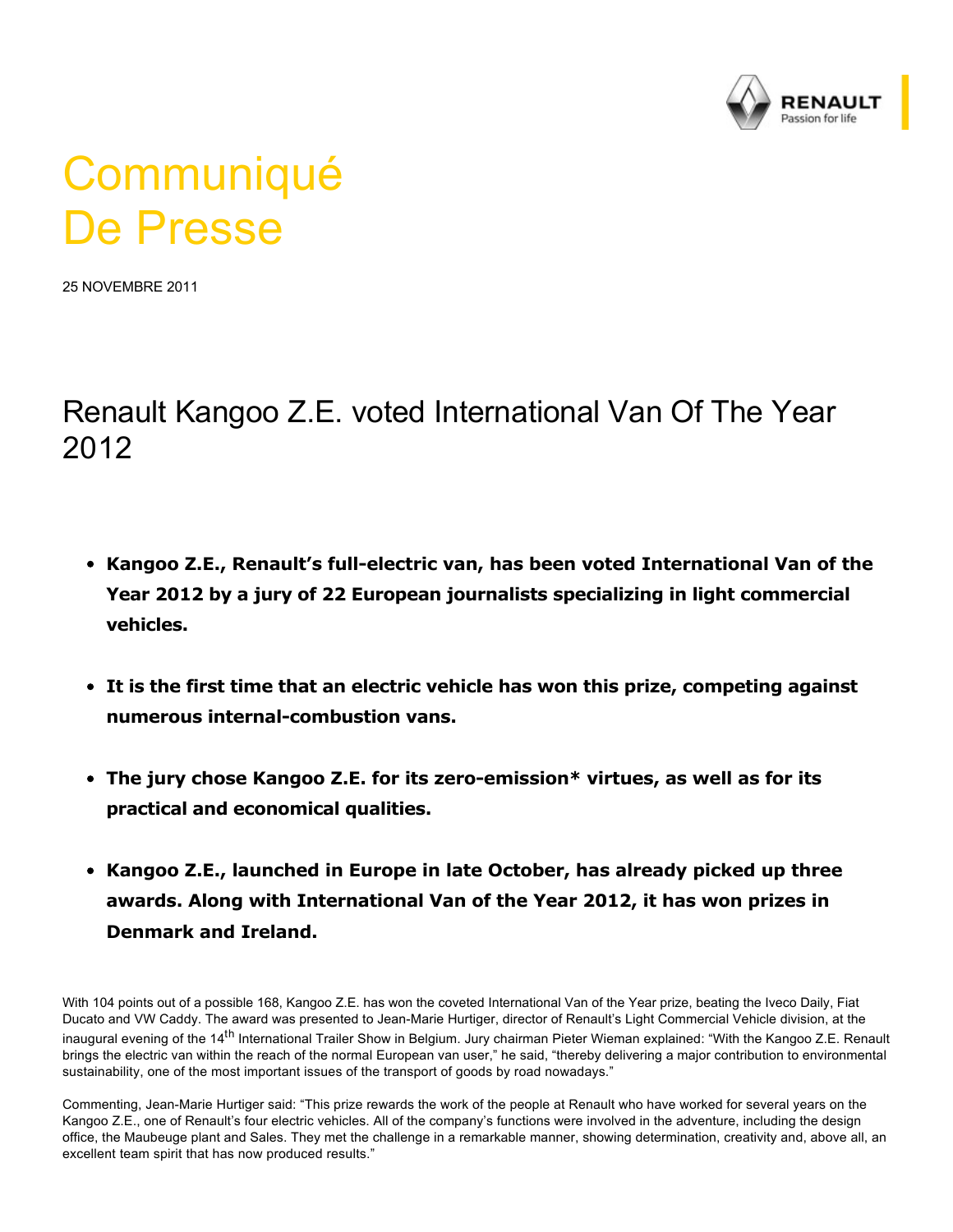# Communiqué De Presse

25 NOVEMBRE 2011

## Renault Kangoo Z.E. voted International Van Of The Year 2012

- **Kangoo Z.E., Renault's full-electric van, has been voted International Van of the Year 2012 by a jury of 22 European journalists specializing in light commercial vehicles.**
- **It is the first time that an electric vehicle has won this prize, competing against numerous internal-combustion vans.**
- **The jury chose Kangoo Z.E. for its zero-emission* virtues, as well as for its practical and economical qualities.**
- **Kangoo Z.E., launched in Europe in late October, has already picked up three awards. Along with International Van of the Year 2012, it has won prizes in Denmark and Ireland.**

With 104 points out of a possible 168, Kangoo Z.E. has won the coveted International Van of the Year prize, beating the Iveco Daily, Fiat Ducato and VW Caddy. The award was presented to Jean-Marie Hurtiger, director of Renault's Light Commercial Vehicle division, at the inaugural evening of the 14th International Trailer Show in Belgium. Jury chairman Pieter Wieman explained: "With the Kangoo Z.E. Renault brings the electric van within the reach of the normal European van user," he said, "thereby delivering a major contribution to environmental sustainability, one of the most important issues of the transport of goods by road nowadays."

Commenting, Jean-Marie Hurtiger said: "This prize rewards the work of the people at Renault who have worked for several years on the Kangoo Z.E., one of Renault's four electric vehicles. All of the company's functions were involved in the adventure, including the design office, the Maubeuge plant and Sales. They met the challenge in a remarkable manner, showing determination, creativity and, above all, an excellent team spirit that has now produced results."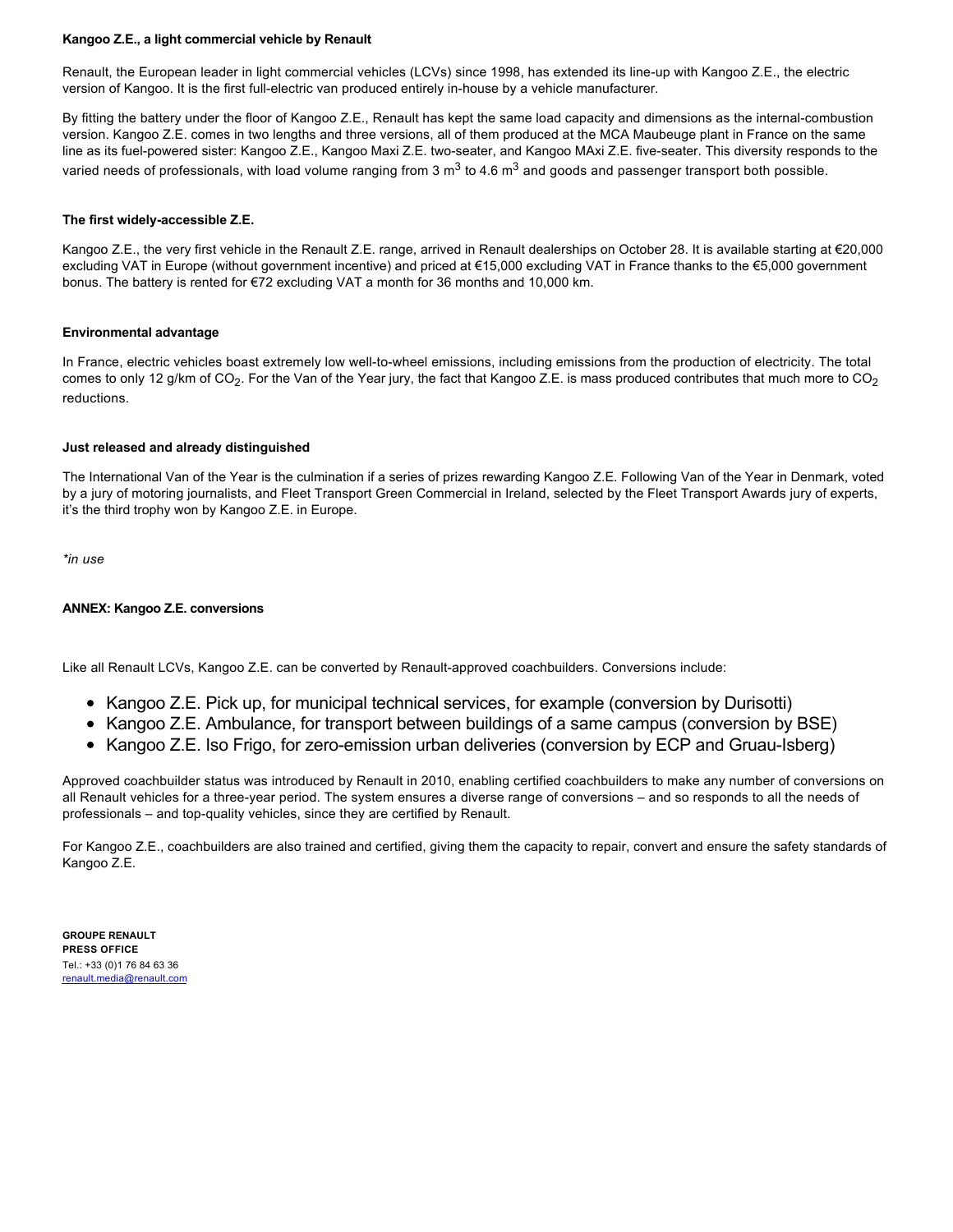**Kangoo Z.E., a light commercial vehicle by Renault**

Renault, the European leader in light commercial vehicles (LCVs) since 1998, has extended its line-up with Kangoo Z.E., the electric version of Kangoo. It is the first full-electric van produced entirely in-house by a vehicle manufacturer.

By fitting the battery under the floor of Kangoo Z.E., Renault has kept the same load capacity and dimensions as the internal-combustion version. Kangoo Z.E. comes in two lengths and three versions, all of them produced at the MCA Maubeuge plant in France on the same line as its fuel-powered sister: Kangoo Z.E., Kangoo Maxi Z.E. two-seater, and Kangoo MAxi Z.E. five-seater. This diversity responds to the varied needs of professionals, with load volume ranging from 3 $m^3$ to 4.6 $m^3$ and goods and passenger transport both possible.

**The first widely-accessible Z.E.**

Kangoo Z.E., the very first vehicle in the Renault Z.E. range, arrived in Renault dealerships on October 28. It is available starting at €20,000 excluding VAT in Europe (without government incentive) and priced at €15,000 excluding VAT in France thanks to the €5,000 government bonus. The battery is rented for €72 excluding VAT a month for 36 months and 10,000 km.

**Environmental advantage**

In France, electric vehicles boast extremely low well-to-wheel emissions, including emissions from the production of electricity. The total comes to only 12 g/km of $CO_2$. For the Van of the Year jury, the fact that Kangoo Z.E. is mass produced contributes that much more to $CO_2$ reductions.

**Just released and already distinguished**

The International Van of the Year is the culmination if a series of prizes rewarding Kangoo Z.E. Following Van of the Year in Denmark, voted by a jury of motoring journalists, and Fleet Transport Green Commercial in Ireland, selected by the Fleet Transport Awards jury of experts, it's the third trophy won by Kangoo Z.E. in Europe.

*\*in use*

**ANNEX: Kangoo Z.E. conversions**

Like all Renault LCVs, Kangoo Z.E. can be converted by Renault-approved coachbuilders. Conversions include:

- Kangoo Z.E. Pick up, for municipal technical services, for example (conversion by Durisotti)
- Kangoo Z.E. Ambulance, for transport between buildings of a same campus (conversion by BSE)
- Kangoo Z.E. Iso Frigo, for zero-emission urban deliveries (conversion by ECP and Gruau-Isberg)

Approved coachbuilder status was introduced by Renault in 2010, enabling certified coachbuilders to make any number of conversions on all Renault vehicles for a three-year period. The system ensures a diverse range of conversions – and so responds to all the needs of professionals – and top-quality vehicles, since they are certified by Renault.

For Kangoo Z.E., coachbuilders are also trained and certified, giving them the capacity to repair, convert and ensure the safety standards of Kangoo Z.E.

**GROUPE RENAULT**
**PRESS OFFICE**
Tel.: +33 (0)1 76 84 63 36
renault.media@renault.com